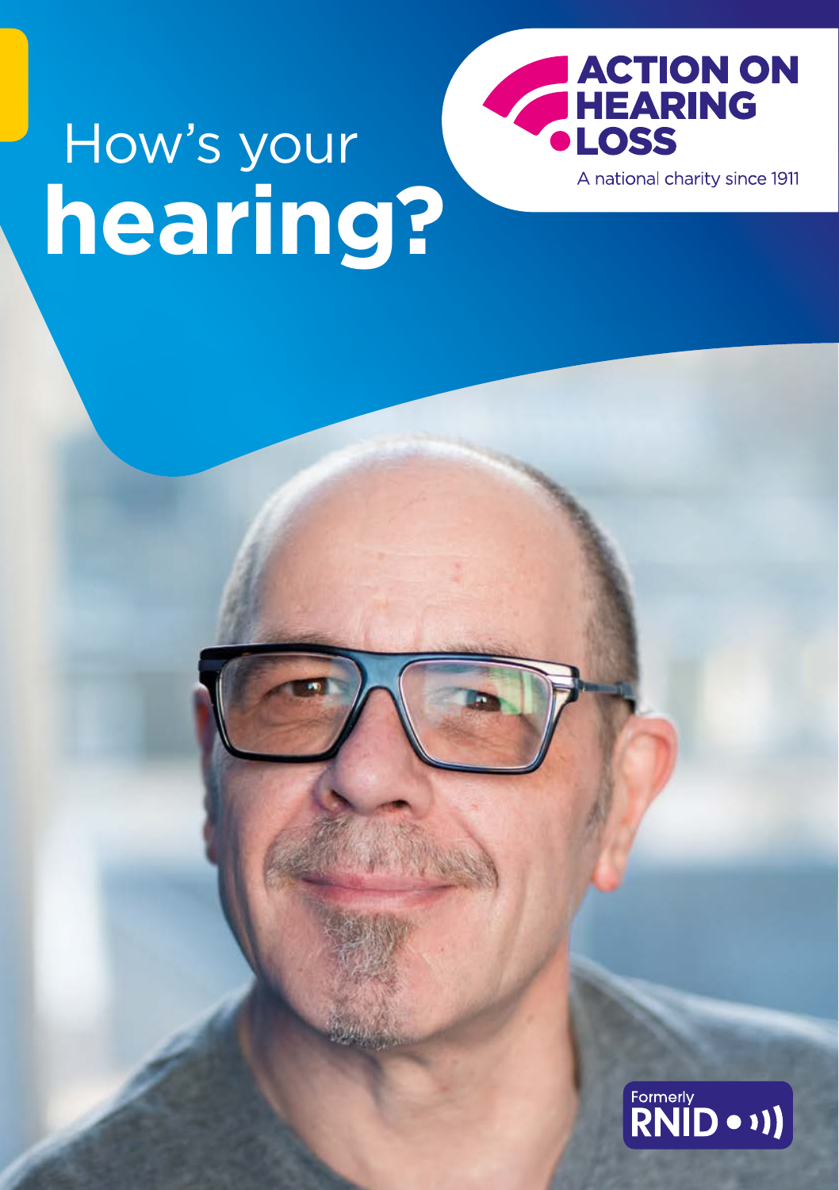# How's your **hearing?**

ACTION ON HEARING LOSS

A national charity since 1911

Formerly RNID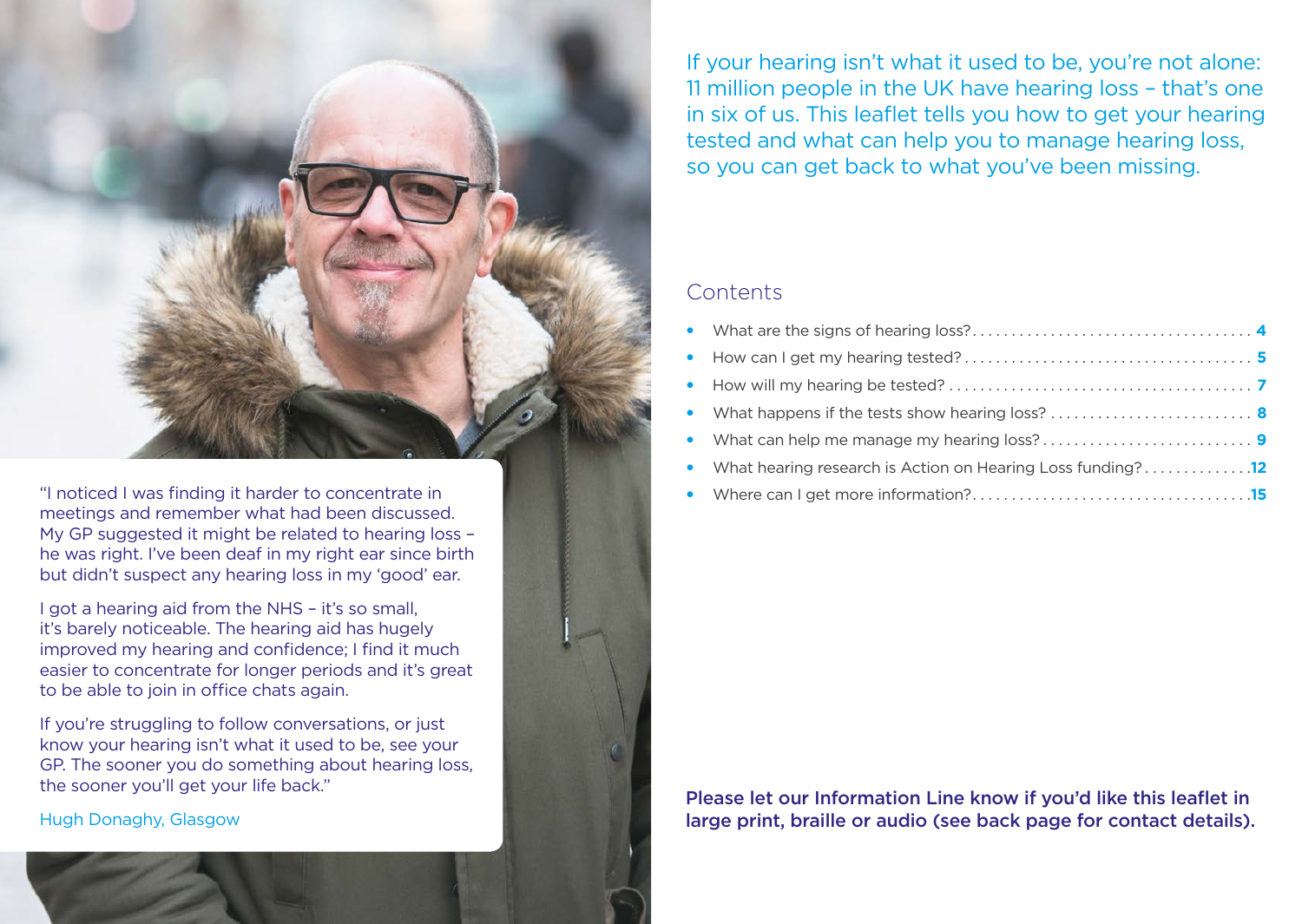"I noticed I was finding it harder to concentrate in meetings and remember what had been discussed. My GP suggested it might be related to hearing loss – he was right. I've been deaf in my right ear since birth but didn't suspect any hearing loss in my 'good' ear.

I got a hearing aid from the NHS – it's so small, it's barely noticeable. The hearing aid has hugely improved my hearing and confidence; I find it much easier to concentrate for longer periods and it's great to be able to join in office chats again.

If you're struggling to follow conversations, or just know your hearing isn't what it used to be, see your GP. The sooner you do something about hearing loss, the sooner you'll get your life back."

Hugh Donaghy, Glasgow

If your hearing isn't what it used to be, you're not alone: 11 million people in the UK have hearing loss – that's one in six of us. This leaflet tells you how to get your hearing tested and what can help you to manage hearing loss, so you can get back to what you've been missing.

## Contents

- What are the signs of hearing loss? .......... **4**
- How can I get my hearing tested? .......... **5**
- How will my hearing be tested? .......... **7**
- What happens if the tests show hearing loss? .......... **8**
- What can help me manage my hearing loss? .......... **9**
- What hearing research is Action on Hearing Loss funding? .......... **12**
- Where can I get more information? .......... **15**

**Please let our Information Line know if you'd like this leaflet in large print, braille or audio (see back page for contact details).**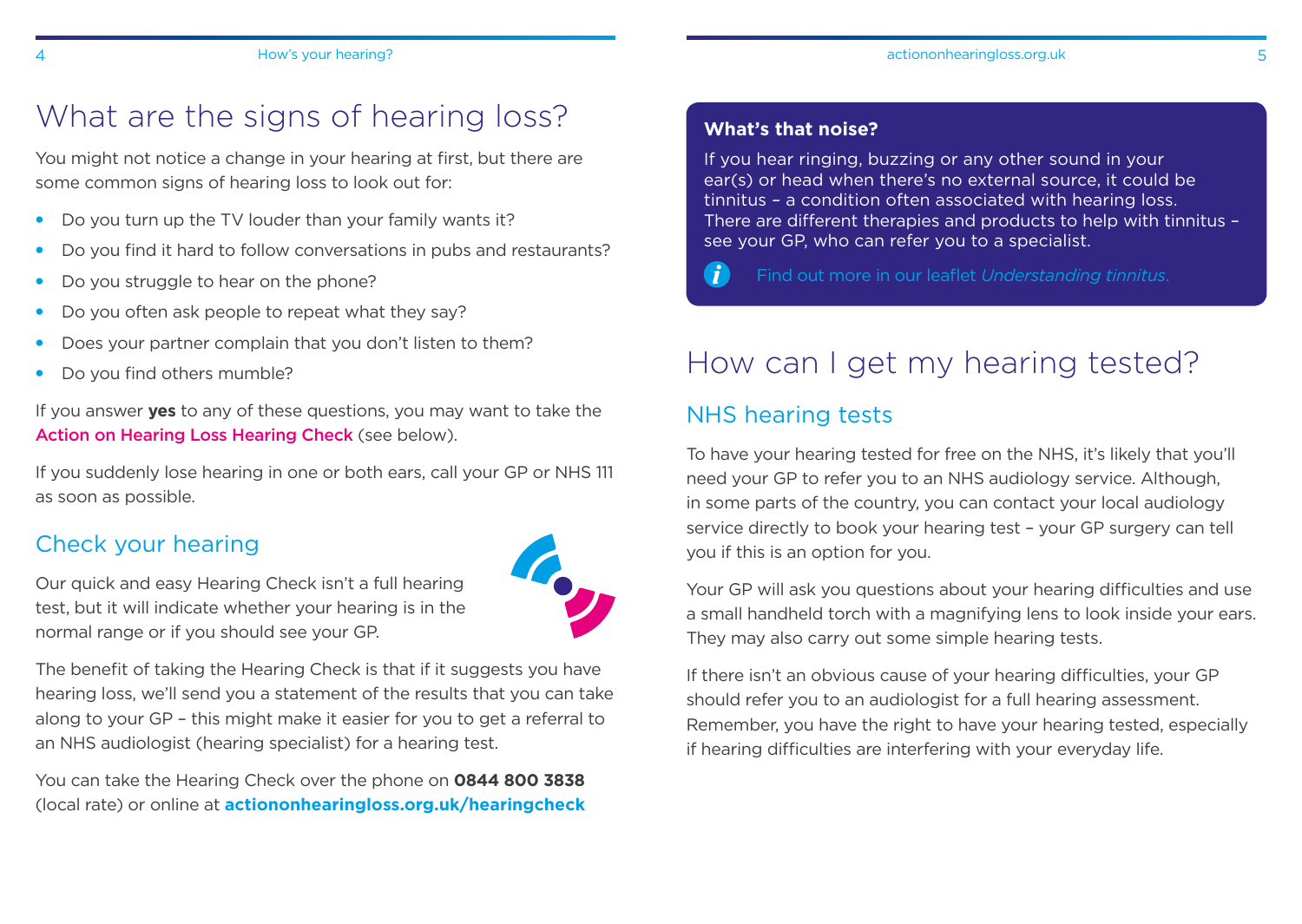# What are the signs of hearing loss?

You might not notice a change in your hearing at first, but there are some common signs of hearing loss to look out for:

- Do you turn up the TV louder than your family wants it?
- Do you find it hard to follow conversations in pubs and restaurants?
- Do you struggle to hear on the phone?
- Do you often ask people to repeat what they say?
- Does your partner complain that you don't listen to them?
- Do you find others mumble?

If you answer **yes** to any of these questions, you may want to take the **Action on Hearing Loss Hearing Check** (see below).

If you suddenly lose hearing in one or both ears, call your GP or NHS 111 as soon as possible.

## Check your hearing

Our quick and easy Hearing Check isn't a full hearing test, but it will indicate whether your hearing is in the normal range or if you should see your GP.

The benefit of taking the Hearing Check is that if it suggests you have hearing loss, we'll send you a statement of the results that you can take along to your GP – this might make it easier for you to get a referral to an NHS audiologist (hearing specialist) for a hearing test.

You can take the Hearing Check over the phone on **0844 800 3838** (local rate) or online at **actiononhearingloss.org.uk/hearingcheck**

**What's that noise?**

If you hear ringing, buzzing or any other sound in your ear(s) or head when there's no external source, it could be tinnitus – a condition often associated with hearing loss. There are different therapies and products to help with tinnitus – see your GP, who can refer you to a specialist.

Find out more in our leaflet *Understanding tinnitus*.

# How can I get my hearing tested?

## NHS hearing tests

To have your hearing tested for free on the NHS, it's likely that you'll need your GP to refer you to an NHS audiology service. Although, in some parts of the country, you can contact your local audiology service directly to book your hearing test – your GP surgery can tell you if this is an option for you.

Your GP will ask you questions about your hearing difficulties and use a small handheld torch with a magnifying lens to look inside your ears. They may also carry out some simple hearing tests.

If there isn't an obvious cause of your hearing difficulties, your GP should refer you to an audiologist for a full hearing assessment. Remember, you have the right to have your hearing tested, especially if hearing difficulties are interfering with your everyday life.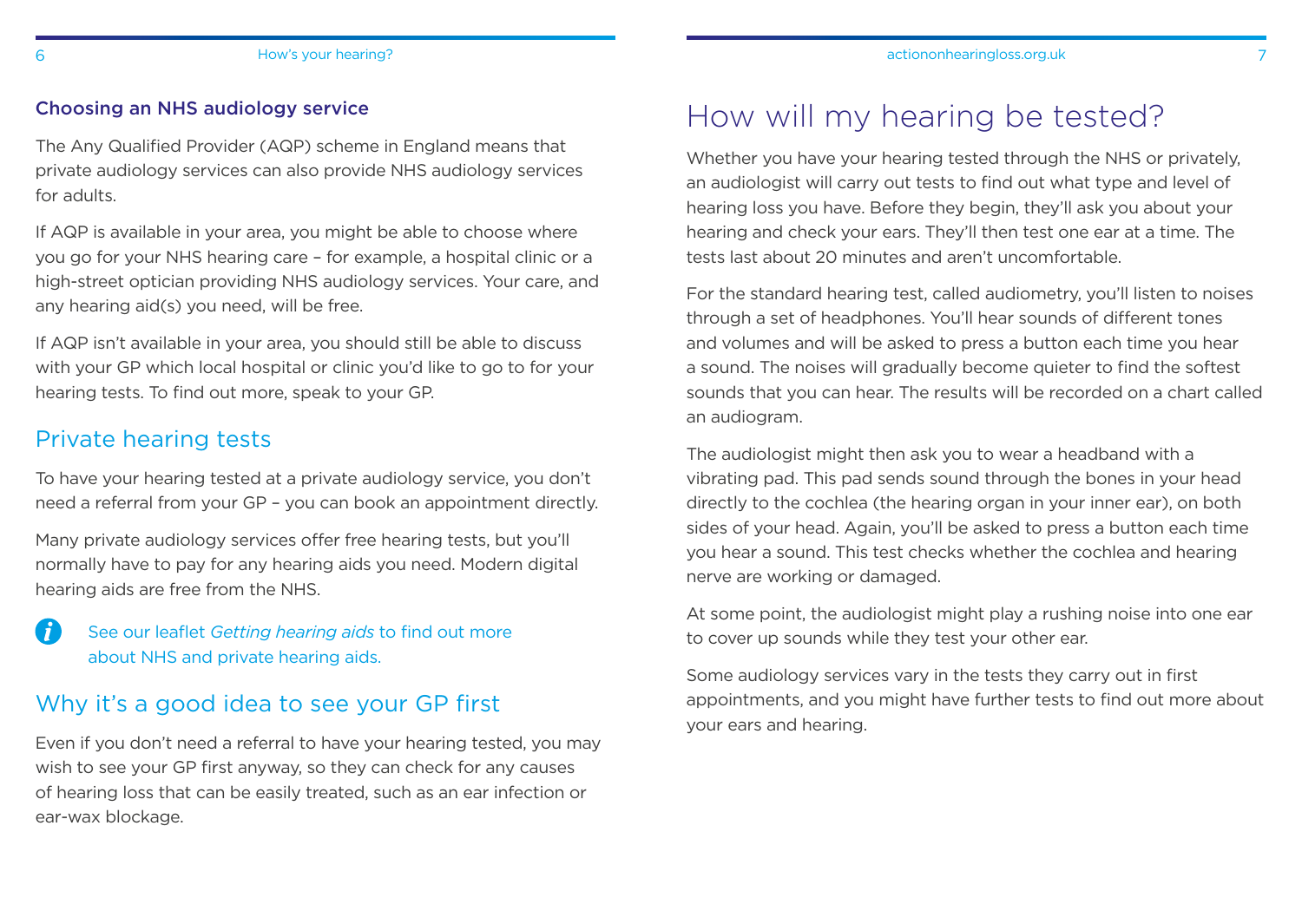### Choosing an NHS audiology service

The Any Qualified Provider (AQP) scheme in England means that private audiology services can also provide NHS audiology services for adults.

If AQP is available in your area, you might be able to choose where you go for your NHS hearing care – for example, a hospital clinic or a high-street optician providing NHS audiology services. Your care, and any hearing aid(s) you need, will be free.

If AQP isn't available in your area, you should still be able to discuss with your GP which local hospital or clinic you'd like to go to for your hearing tests. To find out more, speak to your GP.

## Private hearing tests

To have your hearing tested at a private audiology service, you don't need a referral from your GP – you can book an appointment directly.

Many private audiology services offer free hearing tests, but you'll normally have to pay for any hearing aids you need. Modern digital hearing aids are free from the NHS.

See our leaflet *Getting hearing aids* to find out more about NHS and private hearing aids.

## Why it's a good idea to see your GP first

Even if you don't need a referral to have your hearing tested, you may wish to see your GP first anyway, so they can check for any causes of hearing loss that can be easily treated, such as an ear infection or ear-wax blockage.

# How will my hearing be tested?

Whether you have your hearing tested through the NHS or privately, an audiologist will carry out tests to find out what type and level of hearing loss you have. Before they begin, they'll ask you about your hearing and check your ears. They'll then test one ear at a time. The tests last about 20 minutes and aren't uncomfortable.

For the standard hearing test, called audiometry, you'll listen to noises through a set of headphones. You'll hear sounds of different tones and volumes and will be asked to press a button each time you hear a sound. The noises will gradually become quieter to find the softest sounds that you can hear. The results will be recorded on a chart called an audiogram.

The audiologist might then ask you to wear a headband with a vibrating pad. This pad sends sound through the bones in your head directly to the cochlea (the hearing organ in your inner ear), on both sides of your head. Again, you'll be asked to press a button each time you hear a sound. This test checks whether the cochlea and hearing nerve are working or damaged.

At some point, the audiologist might play a rushing noise into one ear to cover up sounds while they test your other ear.

Some audiology services vary in the tests they carry out in first appointments, and you might have further tests to find out more about your ears and hearing.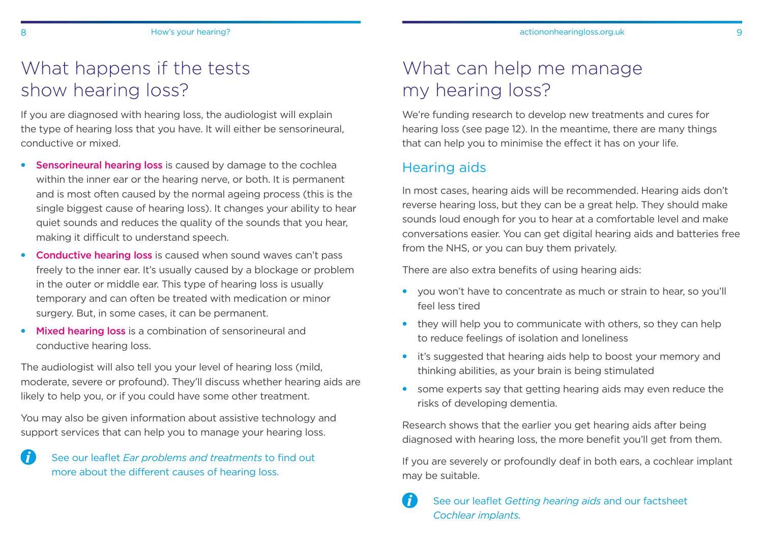# What happens if the tests show hearing loss?

If you are diagnosed with hearing loss, the audiologist will explain the type of hearing loss that you have. It will either be sensorineural, conductive or mixed.

- **Sensorineural hearing loss** is caused by damage to the cochlea within the inner ear or the hearing nerve, or both. It is permanent and is most often caused by the normal ageing process (this is the single biggest cause of hearing loss). It changes your ability to hear quiet sounds and reduces the quality of the sounds that you hear, making it difficult to understand speech.
- **Conductive hearing loss** is caused when sound waves can't pass freely to the inner ear. It's usually caused by a blockage or problem in the outer or middle ear. This type of hearing loss is usually temporary and can often be treated with medication or minor surgery. But, in some cases, it can be permanent.
- **Mixed hearing loss** is a combination of sensorineural and conductive hearing loss.

The audiologist will also tell you your level of hearing loss (mild, moderate, severe or profound). They'll discuss whether hearing aids are likely to help you, or if you could have some other treatment.

You may also be given information about assistive technology and support services that can help you to manage your hearing loss.

See our leaflet *Ear problems and treatments* to find out more about the different causes of hearing loss.

# What can help me manage my hearing loss?

We're funding research to develop new treatments and cures for hearing loss (see page 12). In the meantime, there are many things that can help you to minimise the effect it has on your life.

## Hearing aids

In most cases, hearing aids will be recommended. Hearing aids don't reverse hearing loss, but they can be a great help. They should make sounds loud enough for you to hear at a comfortable level and make conversations easier. You can get digital hearing aids and batteries free from the NHS, or you can buy them privately.

There are also extra benefits of using hearing aids:

- you won't have to concentrate as much or strain to hear, so you'll feel less tired
- they will help you to communicate with others, so they can help to reduce feelings of isolation and loneliness
- it's suggested that hearing aids help to boost your memory and thinking abilities, as your brain is being stimulated
- some experts say that getting hearing aids may even reduce the risks of developing dementia.

Research shows that the earlier you get hearing aids after being diagnosed with hearing loss, the more benefit you'll get from them.

If you are severely or profoundly deaf in both ears, a cochlear implant may be suitable.

See our leaflet *Getting hearing aids* and our factsheet *Cochlear implants.*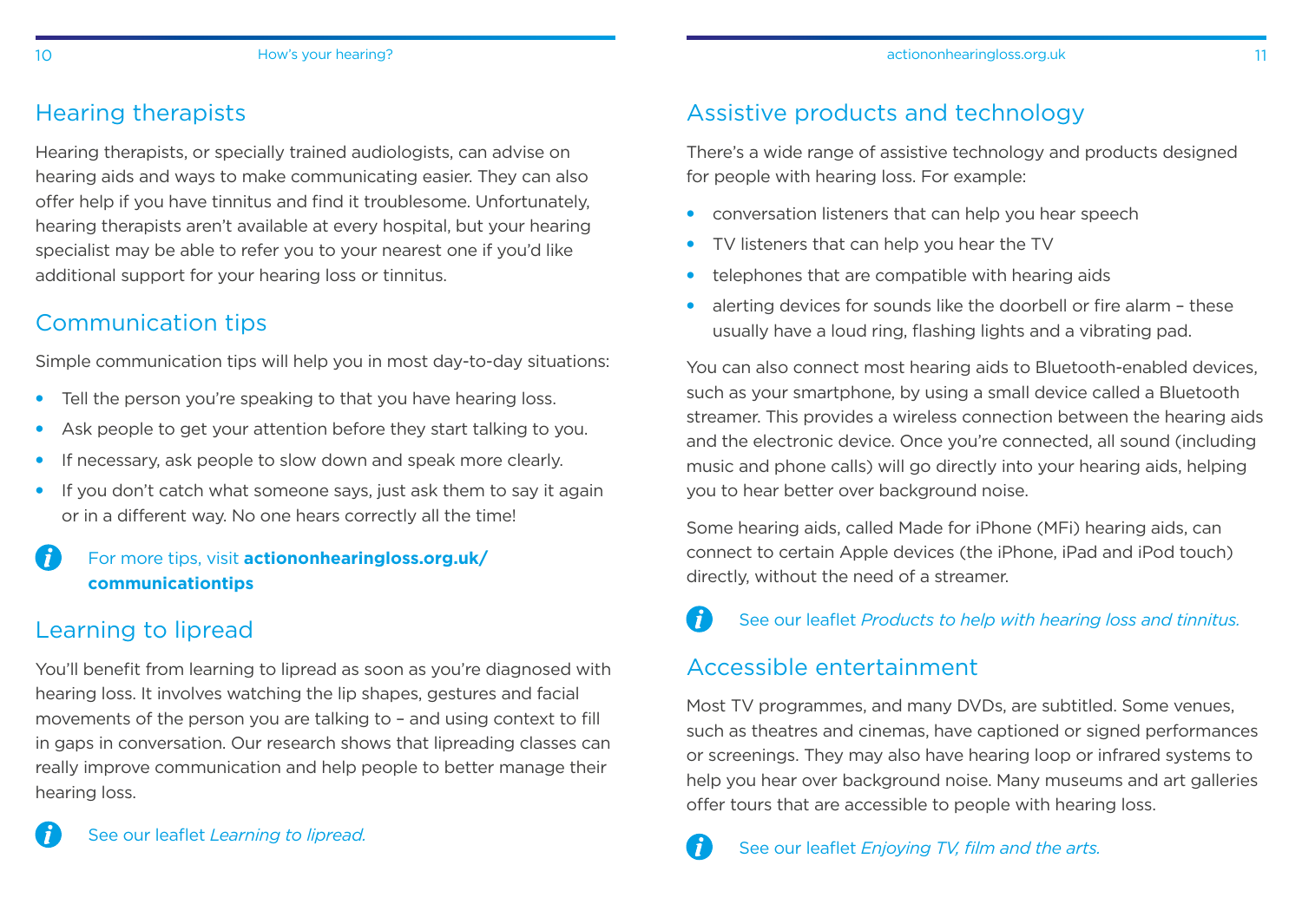## Hearing therapists

Hearing therapists, or specially trained audiologists, can advise on hearing aids and ways to make communicating easier. They can also offer help if you have tinnitus and find it troublesome. Unfortunately, hearing therapists aren't available at every hospital, but your hearing specialist may be able to refer you to your nearest one if you'd like additional support for your hearing loss or tinnitus.

## Communication tips

Simple communication tips will help you in most day-to-day situations:

- Tell the person you're speaking to that you have hearing loss.
- Ask people to get your attention before they start talking to you.
- If necessary, ask people to slow down and speak more clearly.
- If you don't catch what someone says, just ask them to say it again or in a different way. No one hears correctly all the time!

For more tips, visit **actiononhearingloss.org.uk/communicationtips**

## Learning to lipread

You'll benefit from learning to lipread as soon as you're diagnosed with hearing loss. It involves watching the lip shapes, gestures and facial movements of the person you are talking to – and using context to fill in gaps in conversation. Our research shows that lipreading classes can really improve communication and help people to better manage their hearing loss.

See our leaflet *Learning to lipread.*

## Assistive products and technology

There's a wide range of assistive technology and products designed for people with hearing loss. For example:

- conversation listeners that can help you hear speech
- TV listeners that can help you hear the TV
- telephones that are compatible with hearing aids
- alerting devices for sounds like the doorbell or fire alarm – these usually have a loud ring, flashing lights and a vibrating pad.

You can also connect most hearing aids to Bluetooth-enabled devices, such as your smartphone, by using a small device called a Bluetooth streamer. This provides a wireless connection between the hearing aids and the electronic device. Once you're connected, all sound (including music and phone calls) will go directly into your hearing aids, helping you to hear better over background noise.

Some hearing aids, called Made for iPhone (MFi) hearing aids, can connect to certain Apple devices (the iPhone, iPad and iPod touch) directly, without the need of a streamer.

See our leaflet *Products to help with hearing loss and tinnitus.*

## Accessible entertainment

Most TV programmes, and many DVDs, are subtitled. Some venues, such as theatres and cinemas, have captioned or signed performances or screenings. They may also have hearing loop or infrared systems to help you hear over background noise. Many museums and art galleries offer tours that are accessible to people with hearing loss.

See our leaflet *Enjoying TV, film and the arts.*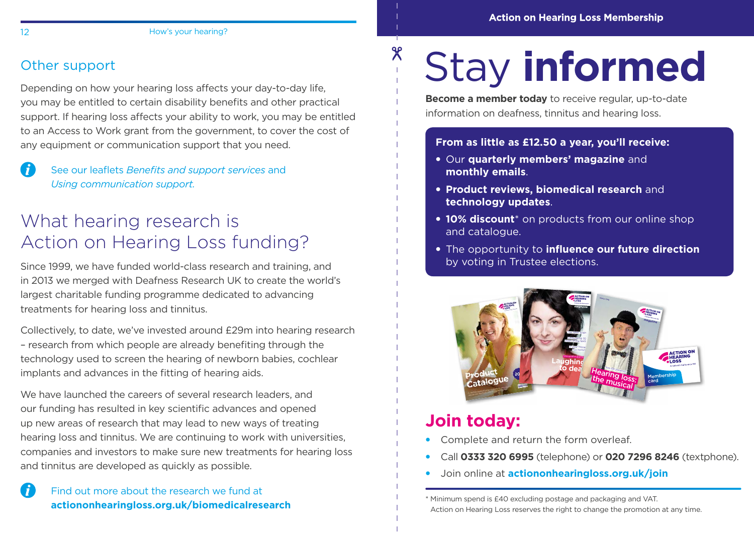## Other support

Depending on how your hearing loss affects your day-to-day life, you may be entitled to certain disability benefits and other practical support. If hearing loss affects your ability to work, you may be entitled to an Access to Work grant from the government, to cover the cost of any equipment or communication support that you need.

See our leaflets *Benefits and support services* and *Using communication support.*

## What hearing research is Action on Hearing Loss funding?

Since 1999, we have funded world-class research and training, and in 2013 we merged with Deafness Research UK to create the world's largest charitable funding programme dedicated to advancing treatments for hearing loss and tinnitus.

Collectively, to date, we've invested around £29m into hearing research – research from which people are already benefiting through the technology used to screen the hearing of newborn babies, cochlear implants and advances in the fitting of hearing aids.

We have launched the careers of several research leaders, and our funding has resulted in key scientific advances and opened up new areas of research that may lead to new ways of treating hearing loss and tinnitus. We are continuing to work with universities, companies and investors to make sure new treatments for hearing loss and tinnitus are developed as quickly as possible.

Find out more about the research we fund at **actiononhearingloss.org.uk/biomedicalresearch**

**Action on Hearing Loss Membership**

# Stay **informed**

**Become a member today** to receive regular, up-to-date information on deafness, tinnitus and hearing loss.

**From as little as £12.50 a year, you'll receive:**

- Our **quarterly members' magazine** and **monthly emails**.
- **Product reviews, biomedical research** and **technology updates**.
- **10% discount*** on products from our online shop and catalogue.
- The opportunity to **influence our future direction** by voting in Trustee elections.

## Join today:

- Complete and return the form overleaf.
- Call **0333 320 6995** (telephone) or **020 7296 8246** (textphone).
- Join online at **actiononhearingloss.org.uk/join**

* Minimum spend is £40 excluding postage and packaging and VAT. Action on Hearing Loss reserves the right to change the promotion at any time.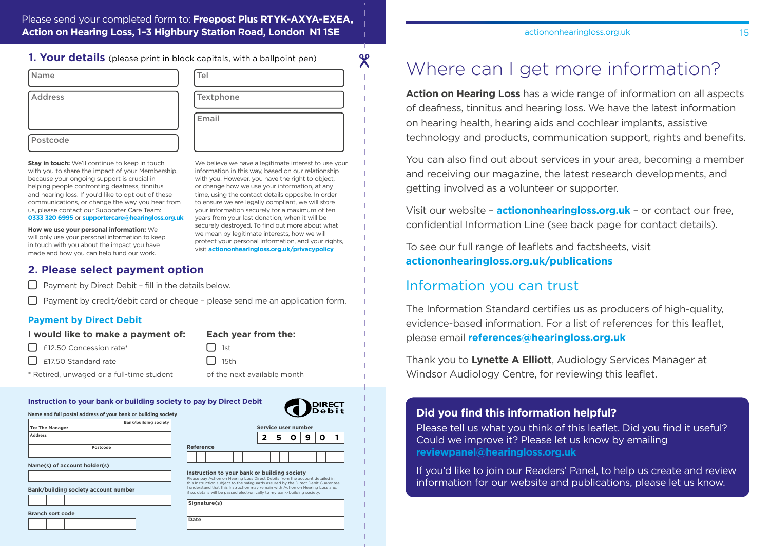Please send your completed form to: **Freepost Plus RTYK-AXYA-EXEA, Action on Hearing Loss, 1-3 Highbury Station Road, London N1 1SE**

## 1. Your details (please print in block capitals, with a ballpoint pen)

| | |
|---|---|
| Name | Tel |
| Address | Textphone |
| | Email |
| Postcode | |

**Stay in touch:** We'll continue to keep in touch with you to share the impact of your Membership, because your ongoing support is crucial in helping people confronting deafness, tinnitus and hearing loss. If you'd like to opt out of these communications, or change the way you hear from us, please contact our Supporter Care Team: **0333 320 6995** or **supportercare@hearingloss.org.uk**

**How we use your personal information:** We will only use your personal information to keep in touch with you about the impact you have made and how you can help fund our work.

We believe we have a legitimate interest to use your information in this way, based on our relationship with you. However, you have the right to object, or change how we use your information, at any time, using the contact details opposite. In order to ensure we are legally compliant, we will store your information securely for a maximum of ten years from your last donation, when it will be securely destroyed. To find out more about what we mean by legitimate interests, how we will protect your personal information, and your rights, visit **actiononhearingloss.org.uk/privacypolicy**

## 2. Please select payment option

- ☐ Payment by Direct Debit – fill in the details below.
- ☐ Payment by credit/debit card or cheque – please send me an application form.

### Payment by Direct Debit

**I would like to make a payment of:**

- ☐ £12.50 Concession rate*
- ☐ £17.50 Standard rate

\* Retired, unwaged or a full-time student

**Each year from the:**

- ☐ 1st
- ☐ 15th

of the next available month

### Instruction to your bank or building society to pay by Direct Debit

DIRECT Debit

**Name and full postal address of your bank or building society**

To: The Manager — Bank/building society

Address

Postcode

**Service user number:** 2 5 0 9 0 1

**Reference**

**Name(s) of account holder(s)**

**Bank/building society account number**

**Branch sort code**

**Instruction to your bank or building society**

Please pay Action on Hearing Loss Direct Debits from the account detailed in this Instruction subject to the safeguards assured by the Direct Debit Guarantee. I understand that this Instruction may remain with Action on Hearing Loss and, if so, details will be passed electronically to my bank/building society.

Signature(s)

Date

# Where can I get more information?

**Action on Hearing Loss** has a wide range of information on all aspects of deafness, tinnitus and hearing loss. We have the latest information on hearing health, hearing aids and cochlear implants, assistive technology and products, communication support, rights and benefits.

You can also find out about services in your area, becoming a member and receiving our magazine, the latest research developments, and getting involved as a volunteer or supporter.

Visit our website – **actiononhearingloss.org.uk** – or contact our free, confidential Information Line (see back page for contact details).

To see our full range of leaflets and factsheets, visit **actiononhearingloss.org.uk/publications**

## Information you can trust

The Information Standard certifies us as producers of high-quality, evidence-based information. For a list of references for this leaflet, please email **references@hearingloss.org.uk**

Thank you to **Lynette A Elliott**, Audiology Services Manager at Windsor Audiology Centre, for reviewing this leaflet.

### Did you find this information helpful?

Please tell us what you think of this leaflet. Did you find it useful? Could we improve it? Please let us know by emailing **reviewpanel@hearingloss.org.uk**

If you'd like to join our Readers' Panel, to help us create and review information for our website and publications, please let us know.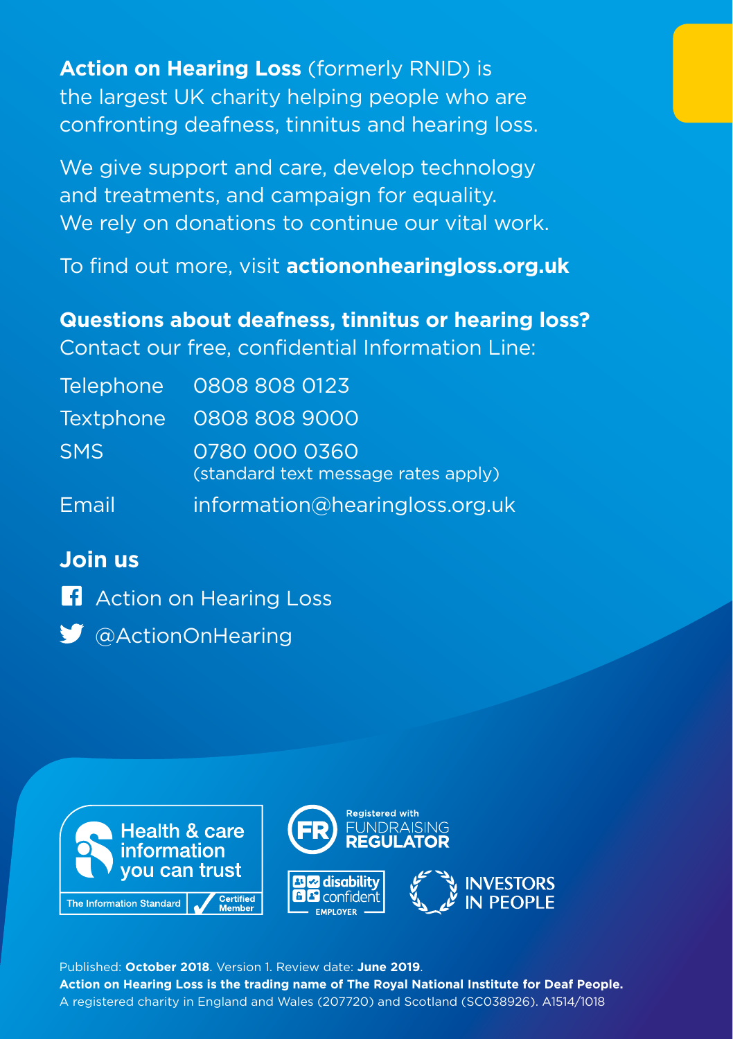**Action on Hearing Loss** (formerly RNID) is the largest UK charity helping people who are confronting deafness, tinnitus and hearing loss.

We give support and care, develop technology and treatments, and campaign for equality. We rely on donations to continue our vital work.

To find out more, visit **actiononhearingloss.org.uk**

**Questions about deafness, tinnitus or hearing loss?**
Contact our free, confidential Information Line:

| | |
|---|---|
| Telephone | 0808 808 0123 |
| Textphone | 0808 808 9000 |
| SMS | 0780 000 0360 (standard text message rates apply) |
| Email | information@hearingloss.org.uk |

## Join us

Action on Hearing Loss

@ActionOnHearing

Health & care information you can trust

The Information Standard Certified Member

Registered with FUNDRAISING REGULATOR

disability confident EMPLOYER

INVESTORS IN PEOPLE

Published: **October 2018**. Version 1. Review date: **June 2019**.
**Action on Hearing Loss is the trading name of The Royal National Institute for Deaf People.**
A registered charity in England and Wales (207720) and Scotland (SC038926). A1514/1018